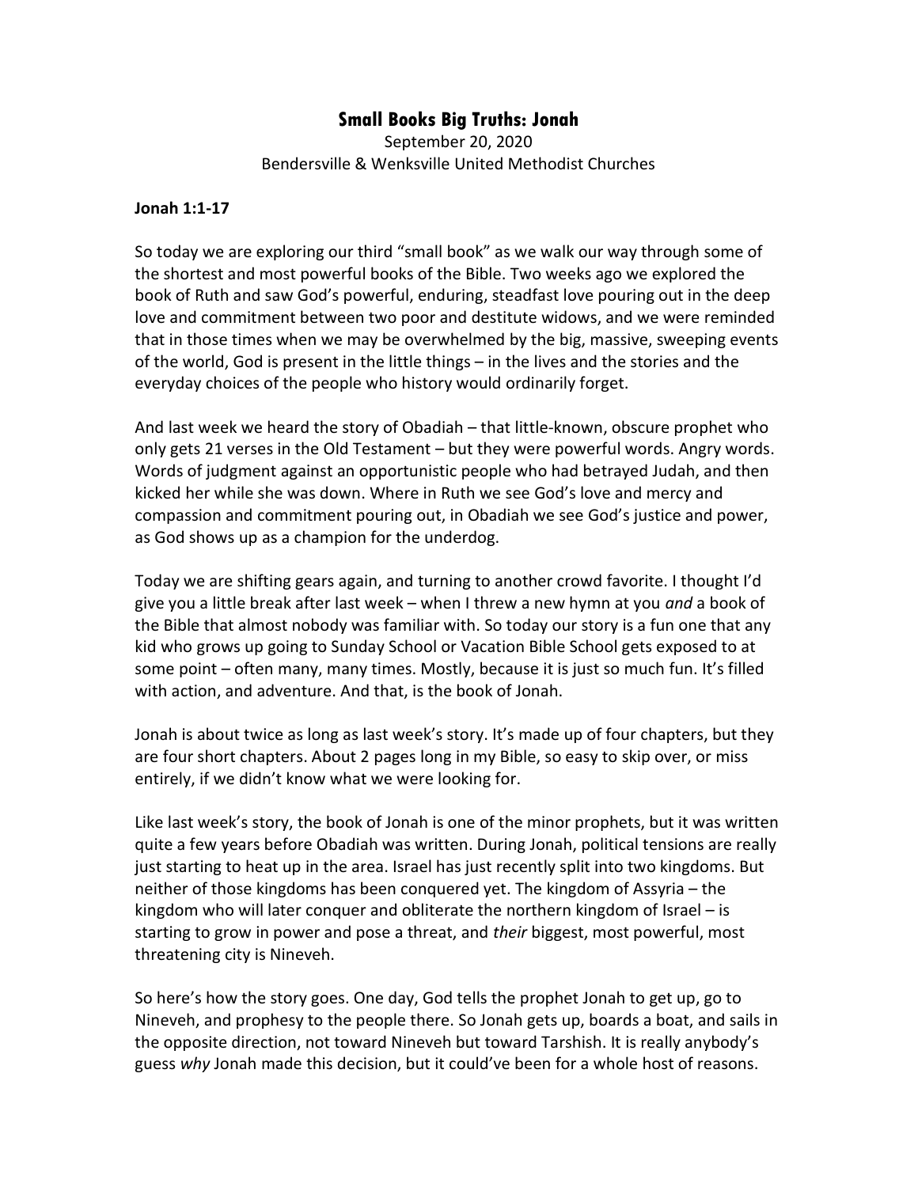# Small Books Big Truths: Jonah

September 20, 2020
Bendersville & Wenksville United Methodist Churches

**Jonah 1:1-17**

So today we are exploring our third "small book" as we walk our way through some of the shortest and most powerful books of the Bible. Two weeks ago we explored the book of Ruth and saw God's powerful, enduring, steadfast love pouring out in the deep love and commitment between two poor and destitute widows, and we were reminded that in those times when we may be overwhelmed by the big, massive, sweeping events of the world, God is present in the little things – in the lives and the stories and the everyday choices of the people who history would ordinarily forget.

And last week we heard the story of Obadiah – that little-known, obscure prophet who only gets 21 verses in the Old Testament – but they were powerful words. Angry words. Words of judgment against an opportunistic people who had betrayed Judah, and then kicked her while she was down. Where in Ruth we see God's love and mercy and compassion and commitment pouring out, in Obadiah we see God's justice and power, as God shows up as a champion for the underdog.

Today we are shifting gears again, and turning to another crowd favorite. I thought I'd give you a little break after last week – when I threw a new hymn at you *and* a book of the Bible that almost nobody was familiar with. So today our story is a fun one that any kid who grows up going to Sunday School or Vacation Bible School gets exposed to at some point – often many, many times. Mostly, because it is just so much fun. It's filled with action, and adventure. And that, is the book of Jonah.

Jonah is about twice as long as last week's story. It's made up of four chapters, but they are four short chapters. About 2 pages long in my Bible, so easy to skip over, or miss entirely, if we didn't know what we were looking for.

Like last week's story, the book of Jonah is one of the minor prophets, but it was written quite a few years before Obadiah was written. During Jonah, political tensions are really just starting to heat up in the area. Israel has just recently split into two kingdoms. But neither of those kingdoms has been conquered yet. The kingdom of Assyria – the kingdom who will later conquer and obliterate the northern kingdom of Israel – is starting to grow in power and pose a threat, and *their* biggest, most powerful, most threatening city is Nineveh.

So here's how the story goes. One day, God tells the prophet Jonah to get up, go to Nineveh, and prophesy to the people there. So Jonah gets up, boards a boat, and sails in the opposite direction, not toward Nineveh but toward Tarshish. It is really anybody's guess *why* Jonah made this decision, but it could've been for a whole host of reasons.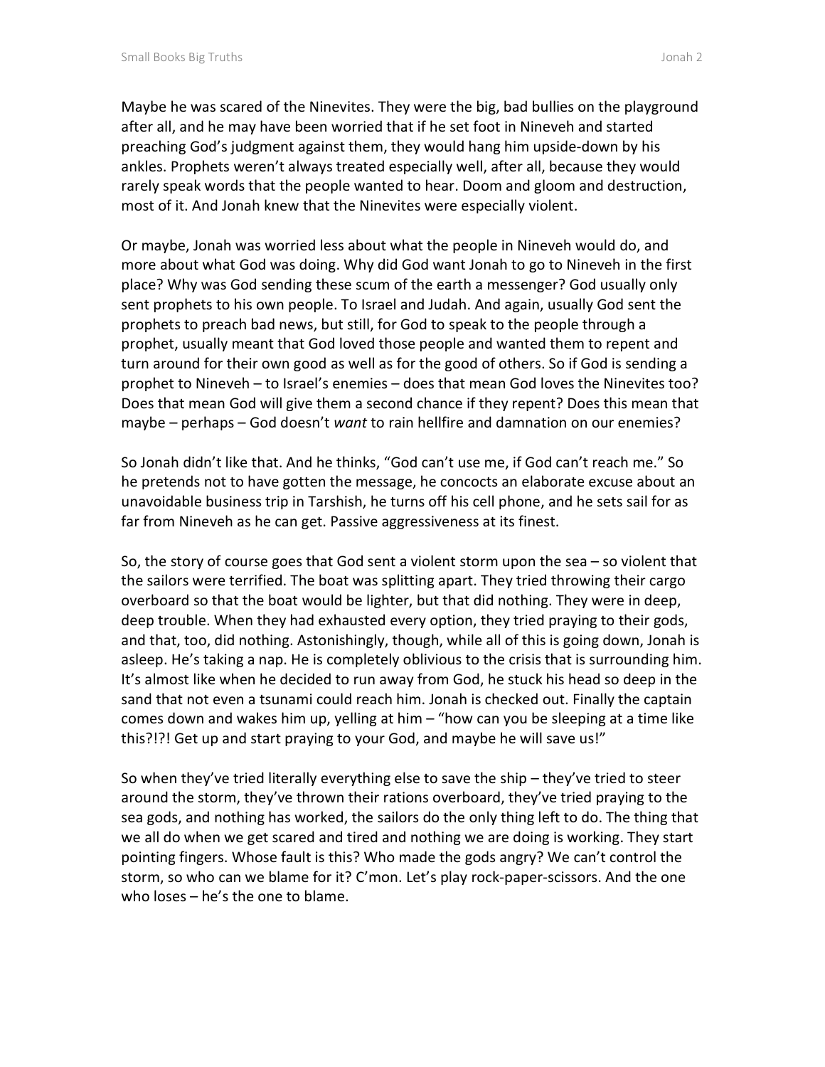Maybe he was scared of the Ninevites. They were the big, bad bullies on the playground after all, and he may have been worried that if he set foot in Nineveh and started preaching God's judgment against them, they would hang him upside-down by his ankles. Prophets weren't always treated especially well, after all, because they would rarely speak words that the people wanted to hear. Doom and gloom and destruction, most of it. And Jonah knew that the Ninevites were especially violent.

Or maybe, Jonah was worried less about what the people in Nineveh would do, and more about what God was doing. Why did God want Jonah to go to Nineveh in the first place? Why was God sending these scum of the earth a messenger? God usually only sent prophets to his own people. To Israel and Judah. And again, usually God sent the prophets to preach bad news, but still, for God to speak to the people through a prophet, usually meant that God loved those people and wanted them to repent and turn around for their own good as well as for the good of others. So if God is sending a prophet to Nineveh – to Israel's enemies – does that mean God loves the Ninevites too? Does that mean God will give them a second chance if they repent? Does this mean that maybe – perhaps – God doesn't *want* to rain hellfire and damnation on our enemies?

So Jonah didn't like that. And he thinks, "God can't use me, if God can't reach me." So he pretends not to have gotten the message, he concocts an elaborate excuse about an unavoidable business trip in Tarshish, he turns off his cell phone, and he sets sail for as far from Nineveh as he can get. Passive aggressiveness at its finest.

So, the story of course goes that God sent a violent storm upon the sea – so violent that the sailors were terrified. The boat was splitting apart. They tried throwing their cargo overboard so that the boat would be lighter, but that did nothing. They were in deep, deep trouble. When they had exhausted every option, they tried praying to their gods, and that, too, did nothing. Astonishingly, though, while all of this is going down, Jonah is asleep. He's taking a nap. He is completely oblivious to the crisis that is surrounding him. It's almost like when he decided to run away from God, he stuck his head so deep in the sand that not even a tsunami could reach him. Jonah is checked out. Finally the captain comes down and wakes him up, yelling at him – "how can you be sleeping at a time like this?!?! Get up and start praying to your God, and maybe he will save us!"

So when they've tried literally everything else to save the ship – they've tried to steer around the storm, they've thrown their rations overboard, they've tried praying to the sea gods, and nothing has worked, the sailors do the only thing left to do. The thing that we all do when we get scared and tired and nothing we are doing is working. They start pointing fingers. Whose fault is this? Who made the gods angry? We can't control the storm, so who can we blame for it? C'mon. Let's play rock-paper-scissors. And the one who loses – he's the one to blame.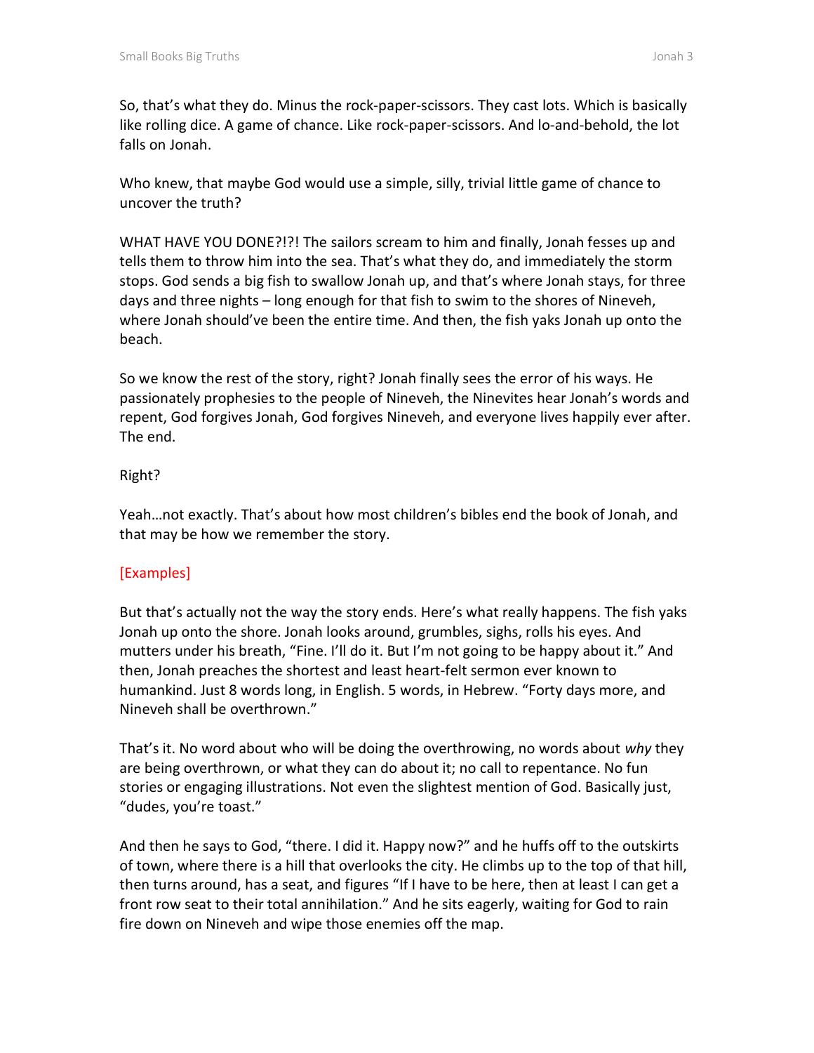So, that's what they do. Minus the rock-paper-scissors. They cast lots. Which is basically like rolling dice. A game of chance. Like rock-paper-scissors. And lo-and-behold, the lot falls on Jonah.

Who knew, that maybe God would use a simple, silly, trivial little game of chance to uncover the truth?

WHAT HAVE YOU DONE?!?! The sailors scream to him and finally, Jonah fesses up and tells them to throw him into the sea. That's what they do, and immediately the storm stops. God sends a big fish to swallow Jonah up, and that's where Jonah stays, for three days and three nights – long enough for that fish to swim to the shores of Nineveh, where Jonah should've been the entire time. And then, the fish yaks Jonah up onto the beach.

So we know the rest of the story, right? Jonah finally sees the error of his ways. He passionately prophesies to the people of Nineveh, the Ninevites hear Jonah's words and repent, God forgives Jonah, God forgives Nineveh, and everyone lives happily ever after. The end.

Right?

Yeah…not exactly. That's about how most children's bibles end the book of Jonah, and that may be how we remember the story.

[Examples]

But that's actually not the way the story ends. Here's what really happens. The fish yaks Jonah up onto the shore. Jonah looks around, grumbles, sighs, rolls his eyes. And mutters under his breath, "Fine. I'll do it. But I'm not going to be happy about it." And then, Jonah preaches the shortest and least heart-felt sermon ever known to humankind. Just 8 words long, in English. 5 words, in Hebrew. "Forty days more, and Nineveh shall be overthrown."

That's it. No word about who will be doing the overthrowing, no words about *why* they are being overthrown, or what they can do about it; no call to repentance. No fun stories or engaging illustrations. Not even the slightest mention of God. Basically just, "dudes, you're toast."

And then he says to God, "there. I did it. Happy now?" and he huffs off to the outskirts of town, where there is a hill that overlooks the city. He climbs up to the top of that hill, then turns around, has a seat, and figures "If I have to be here, then at least I can get a front row seat to their total annihilation." And he sits eagerly, waiting for God to rain fire down on Nineveh and wipe those enemies off the map.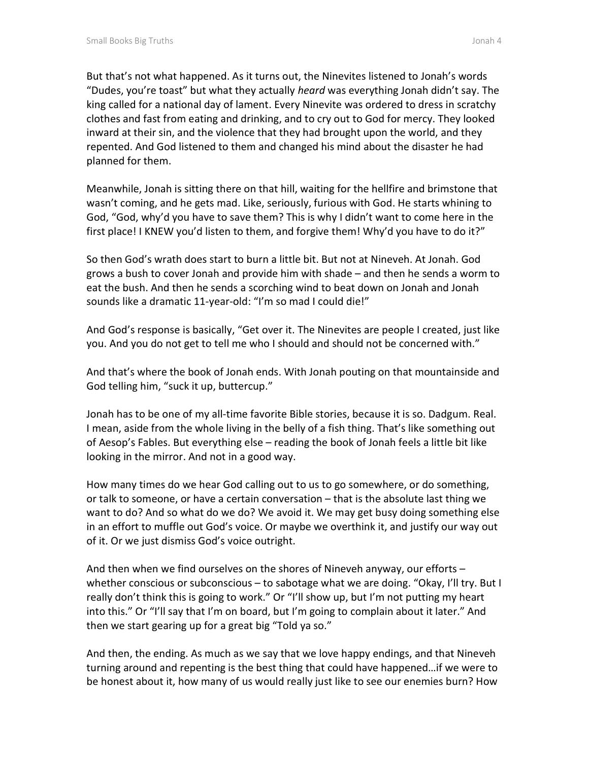But that's not what happened. As it turns out, the Ninevites listened to Jonah's words "Dudes, you're toast" but what they actually *heard* was everything Jonah didn't say. The king called for a national day of lament. Every Ninevite was ordered to dress in scratchy clothes and fast from eating and drinking, and to cry out to God for mercy. They looked inward at their sin, and the violence that they had brought upon the world, and they repented. And God listened to them and changed his mind about the disaster he had planned for them.

Meanwhile, Jonah is sitting there on that hill, waiting for the hellfire and brimstone that wasn't coming, and he gets mad. Like, seriously, furious with God. He starts whining to God, "God, why'd you have to save them? This is why I didn't want to come here in the first place! I KNEW you'd listen to them, and forgive them! Why'd you have to do it?"

So then God's wrath does start to burn a little bit. But not at Nineveh. At Jonah. God grows a bush to cover Jonah and provide him with shade – and then he sends a worm to eat the bush. And then he sends a scorching wind to beat down on Jonah and Jonah sounds like a dramatic 11-year-old: "I'm so mad I could die!"

And God's response is basically, "Get over it. The Ninevites are people I created, just like you. And you do not get to tell me who I should and should not be concerned with."

And that's where the book of Jonah ends. With Jonah pouting on that mountainside and God telling him, "suck it up, buttercup."

Jonah has to be one of my all-time favorite Bible stories, because it is so. Dadgum. Real. I mean, aside from the whole living in the belly of a fish thing. That's like something out of Aesop's Fables. But everything else – reading the book of Jonah feels a little bit like looking in the mirror. And not in a good way.

How many times do we hear God calling out to us to go somewhere, or do something, or talk to someone, or have a certain conversation – that is the absolute last thing we want to do? And so what do we do? We avoid it. We may get busy doing something else in an effort to muffle out God's voice. Or maybe we overthink it, and justify our way out of it. Or we just dismiss God's voice outright.

And then when we find ourselves on the shores of Nineveh anyway, our efforts – whether conscious or subconscious – to sabotage what we are doing. "Okay, I'll try. But I really don't think this is going to work." Or "I'll show up, but I'm not putting my heart into this." Or "I'll say that I'm on board, but I'm going to complain about it later." And then we start gearing up for a great big "Told ya so."

And then, the ending. As much as we say that we love happy endings, and that Nineveh turning around and repenting is the best thing that could have happened…if we were to be honest about it, how many of us would really just like to see our enemies burn? How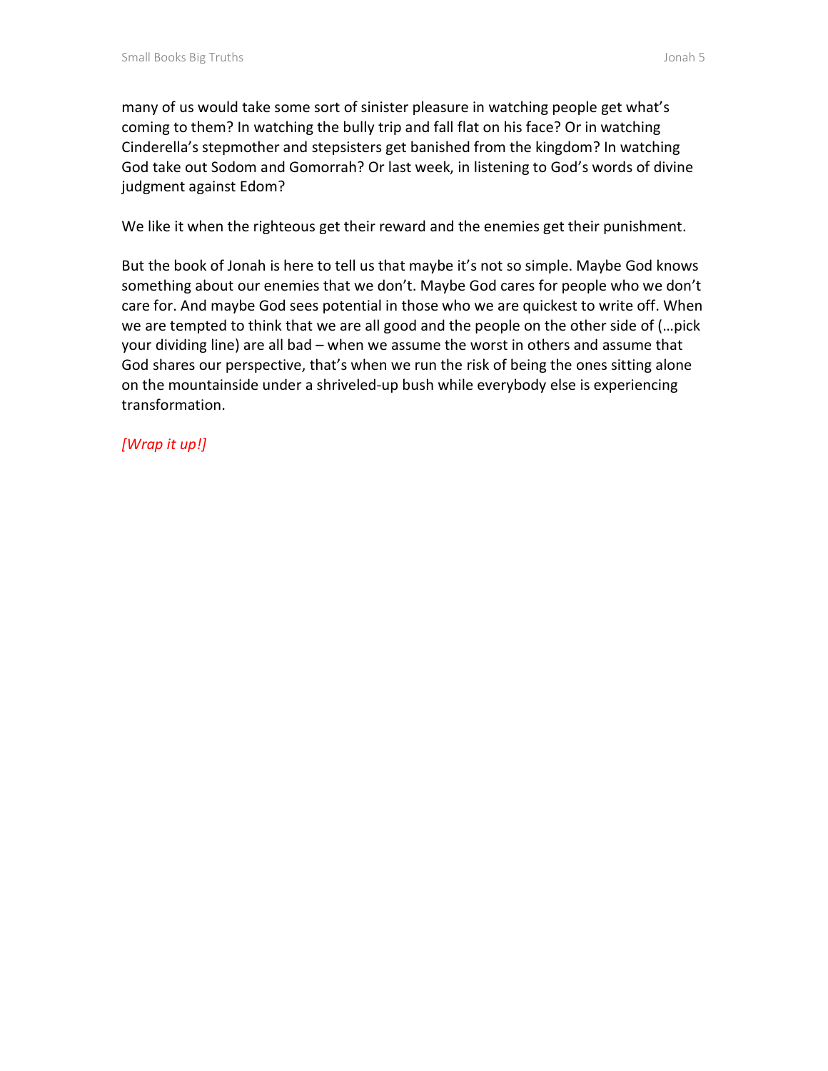many of us would take some sort of sinister pleasure in watching people get what's coming to them? In watching the bully trip and fall flat on his face? Or in watching Cinderella's stepmother and stepsisters get banished from the kingdom? In watching God take out Sodom and Gomorrah? Or last week, in listening to God's words of divine judgment against Edom?

We like it when the righteous get their reward and the enemies get their punishment.

But the book of Jonah is here to tell us that maybe it's not so simple. Maybe God knows something about our enemies that we don't. Maybe God cares for people who we don't care for. And maybe God sees potential in those who we are quickest to write off. When we are tempted to think that we are all good and the people on the other side of (…pick your dividing line) are all bad – when we assume the worst in others and assume that God shares our perspective, that's when we run the risk of being the ones sitting alone on the mountainside under a shriveled-up bush while everybody else is experiencing transformation.

*[Wrap it up!]*